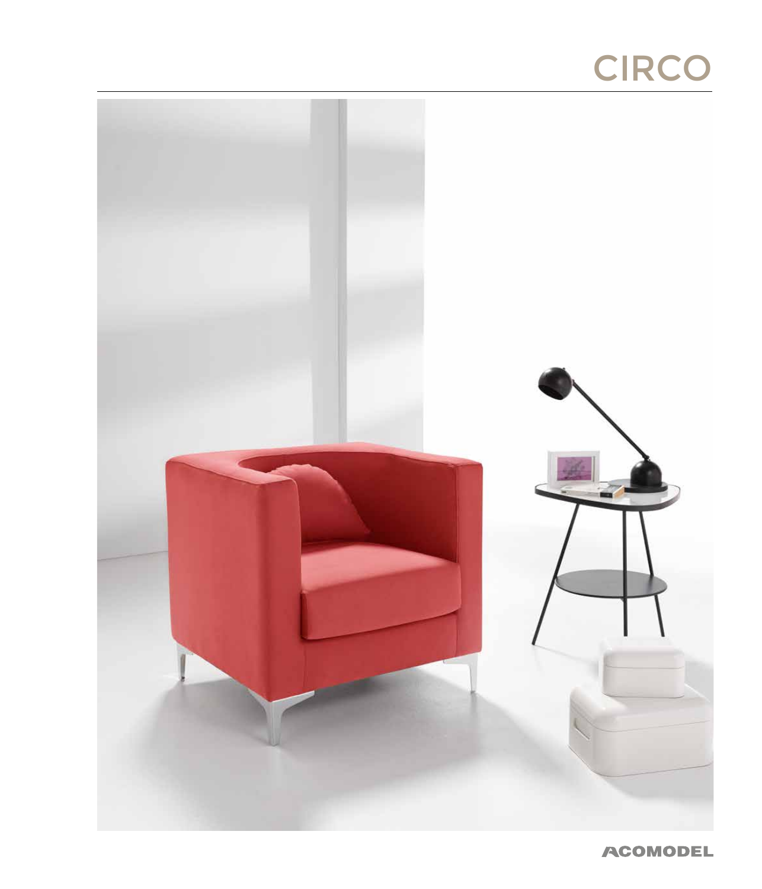# CIRCO

ACOMODEL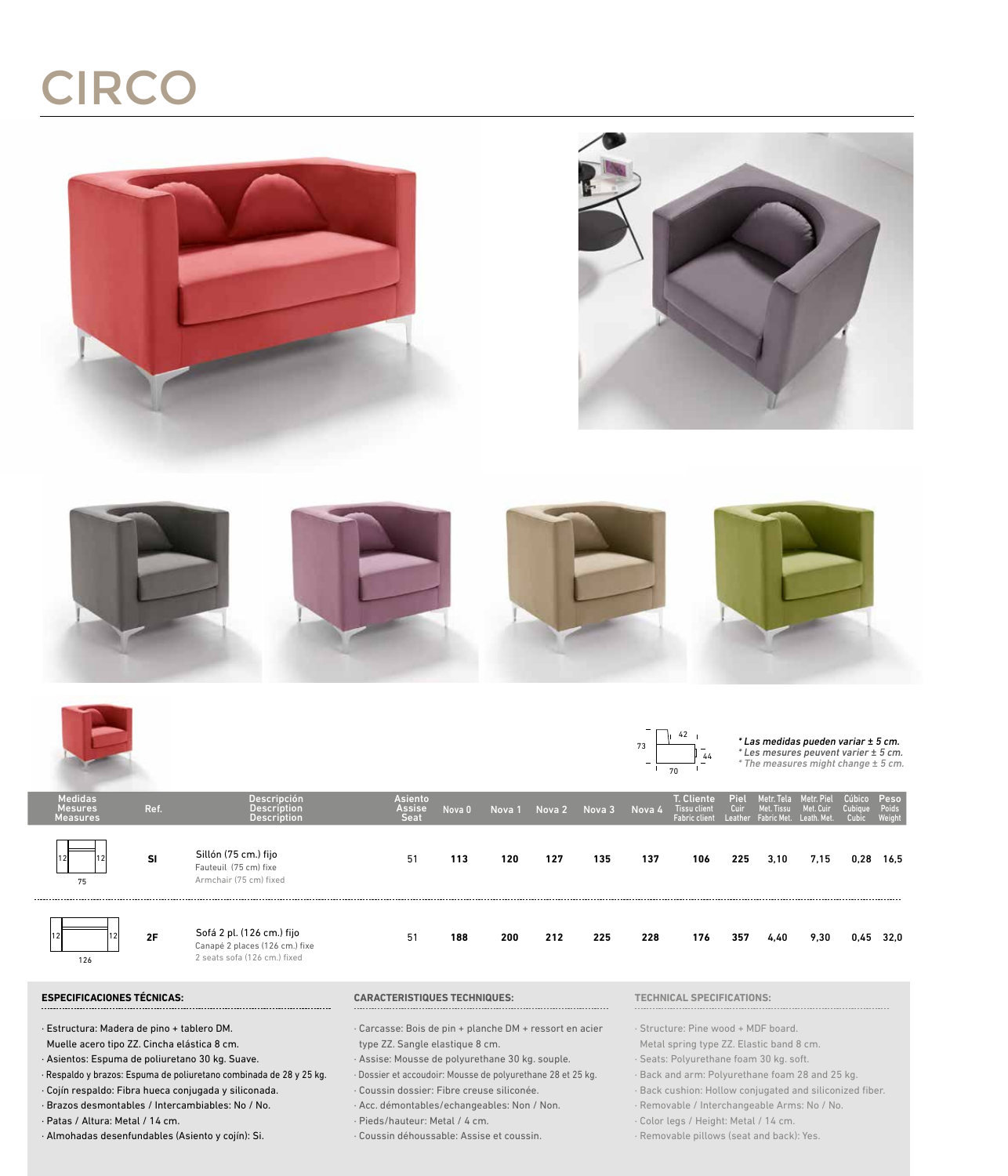# CIRCO

73 | 42 | 44 | 70

*\* Las medidas pueden variar ± 5 cm.*
*\* Les mesures peuvent varier ± 5 cm.*
*\* The measures might change ± 5 cm.*

| Medidas / Mesures / Measures | Ref. | Descripción / Description / Description | Asiento / Assise / Seat | Nova 0 | Nova 1 | Nova 2 | Nova 3 | Nova 4 | T. Cliente / Tissu client / Fabric client | Piel / Cuir / Leather | Metr. Tela / Met. Tissu / Fabric Met. | Metr. Piel / Met. Cuir / Leath. Met. | Cúbico / Cubique / Cubic | Peso / Poids / Weight |
|---|---|---|---|---|---|---|---|---|---|---|---|---|---|---|
| 12 / 12 / 75 | **SI** | Sillón (75 cm.) fijo<br>Fauteuil (75 cm) fixe<br>Armchair (75 cm) fixed | 51 | **113** | **120** | **127** | **135** | **137** | **106** | **225** | 3,10 | 7,15 | 0,28 | 16,5 |
| 12 / 12 / 126 | **2F** | Sofá 2 pl. (126 cm.) fijo<br>Canapé 2 places (126 cm.) fixe<br>2 seats sofa (126 cm.) fixed | 51 | **188** | **200** | **212** | **225** | **228** | **176** | **357** | 4,40 | 9,30 | 0,45 | 32,0 |

**ESPECIFICACIONES TÉCNICAS:**

- Estructura: Madera de pino + tablero DM. Muelle acero tipo ZZ. Cincha elástica 8 cm.
- Asientos: Espuma de poliuretano 30 kg. Suave.
- Respaldo y brazos: Espuma de poliuretano combinada de 28 y 25 kg.
- Cojín respaldo: Fibra hueca conjugada y siliconada.
- Brazos desmontables / Intercambiables: No / No.
- Patas / Altura: Metal / 14 cm.
- Almohadas desenfundables (Asiento y cojín): Si.

**CARACTERISTIQUES TECHNIQUES:**

- Carcasse: Bois de pin + planche DM + ressort en acier type ZZ. Sangle elastique 8 cm.
- Assise: Mousse de polyurethane 30 kg. souple.
- Dossier et accoudoir: Mousse de polyurethane 28 et 25 kg.
- Coussin dossier: Fibre creuse siliconée.
- Acc. démontables/echangeables: Non / Non.
- Pieds/hauteur: Metal / 4 cm.
- Coussin déhoussable: Assise et coussin.

**TECHNICAL SPECIFICATIONS:**

- Structure: Pine wood + MDF board. Metal spring type ZZ. Elastic band 8 cm.
- Seats: Polyurethane foam 30 kg. soft.
- Back and arm: Polyurethane foam 28 and 25 kg.
- Back cushion: Hollow conjugated and siliconized fiber.
- Removable / Interchangeable Arms: No / No.
- Color legs / Height: Metal / 14 cm.
- Removable pillows (seat and back): Yes.